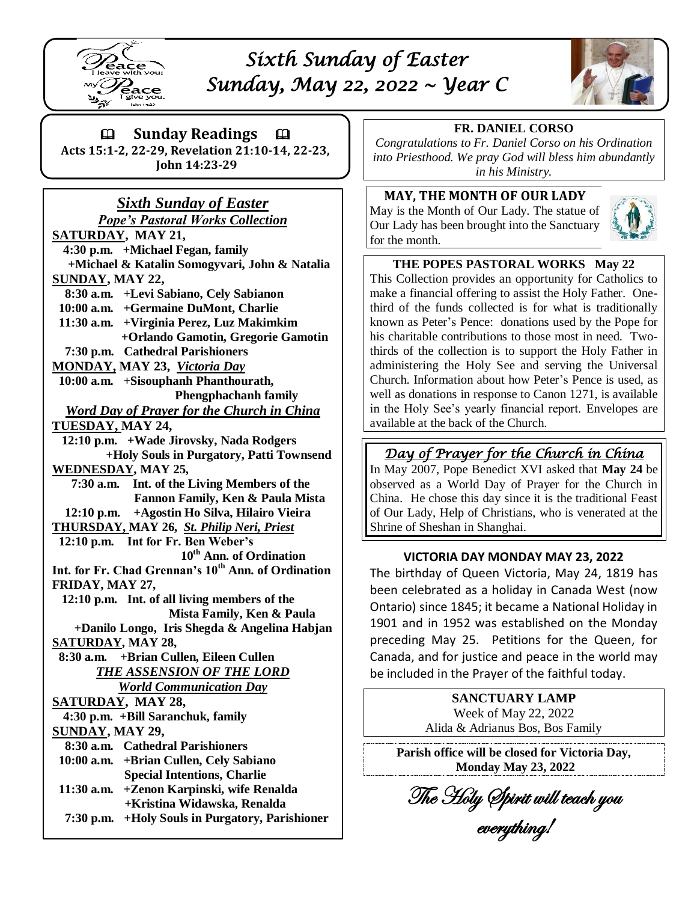# Sixth Sunday of Easter
# Sunday, May 22, 2022 ~ Year C

## Sunday Readings

**Acts 15:1-2, 22-29, Revelation 21:10-14, 22-23, John 14:23-29**

## *Sixth Sunday of Easter*

***Pope's Pastoral Works Collection***

**SATURDAY, MAY 21,**
**4:30 p.m. +Michael Fegan, family**
**+Michael & Katalin Somogyvari, John & Natalia**

**SUNDAY, MAY 22,**
**8:30 a.m. +Levi Sabiano, Cely Sabianon**
**10:00 a.m. +Germaine DuMont, Charlie**
**11:30 a.m. +Virginia Perez, Luz Makimkim**
**+Orlando Gamotin, Gregorie Gamotin**
**7:30 p.m. Cathedral Parishioners**

**MONDAY, MAY 23, *Victoria Day***
**10:00 a.m. +Sisouphanh Phanthourath, Phengphachanh family**

***Word Day of Prayer for the Church in China***

**TUESDAY, MAY 24,**
**12:10 p.m. +Wade Jirovsky, Nada Rodgers**
**+Holy Souls in Purgatory, Patti Townsend**

**WEDNESDAY, MAY 25,**
**7:30 a.m. Int. of the Living Members of the Fannon Family, Ken & Paula Mista**
**12:10 p.m. +Agostin Ho Silva, Hilairo Vieira**

**THURSDAY, MAY 26, *St. Philip Neri, Priest***
**12:10 p.m. Int for Fr. Ben Weber's 10th Ann. of Ordination**
**Int. for Fr. Chad Grennan's 10th Ann. of Ordination**

**FRIDAY, MAY 27,**
**12:10 p.m. Int. of all living members of the Mista Family, Ken & Paula**
**+Danilo Longo, Iris Shegda & Angelina Habjan**

**SATURDAY, MAY 28,**
**8:30 a.m. +Brian Cullen, Eileen Cullen**

***THE ASSENSION OF THE LORD***

***World Communication Day***

**SATURDAY, MAY 28,**
**4:30 p.m. +Bill Saranchuk, family**

**SUNDAY, MAY 29,**
**8:30 a.m. Cathedral Parishioners**
**10:00 a.m. +Brian Cullen, Cely Sabiano**
**Special Intentions, Charlie**
**11:30 a.m. +Zenon Karpinski, wife Renalda**
**+Kristina Widawska, Renalda**
**7:30 p.m. +Holy Souls in Purgatory, Parishioner**

### FR. DANIEL CORSO

*Congratulations to Fr. Daniel Corso on his Ordination into Priesthood. We pray God will bless him abundantly in his Ministry.*

### MAY, THE MONTH OF OUR LADY

May is the Month of Our Lady. The statue of Our Lady has been brought into the Sanctuary for the month.

### THE POPES PASTORAL WORKS May 22

This Collection provides an opportunity for Catholics to make a financial offering to assist the Holy Father. One-third of the funds collected is for what is traditionally known as Peter's Pence: donations used by the Pope for his charitable contributions to those most in need. Two-thirds of the collection is to support the Holy Father in administering the Holy See and serving the Universal Church. Information about how Peter's Pence is used, as well as donations in response to Canon 1271, is available in the Holy See's yearly financial report. Envelopes are available at the back of the Church.

### *Day of Prayer for the Church in China*

In May 2007, Pope Benedict XVI asked that **May 24** be observed as a World Day of Prayer for the Church in China. He chose this day since it is the traditional Feast of Our Lady, Help of Christians, who is venerated at the Shrine of Sheshan in Shanghai.

### VICTORIA DAY MONDAY MAY 23, 2022

The birthday of Queen Victoria, May 24, 1819 has been celebrated as a holiday in Canada West (now Ontario) since 1845; it became a National Holiday in 1901 and in 1952 was established on the Monday preceding May 25. Petitions for the Queen, for Canada, and for justice and peace in the world may be included in the Prayer of the faithful today.

### SANCTUARY LAMP

Week of May 22, 2022
Alida & Adrianus Bos, Bos Family

**Parish office will be closed for Victoria Day, Monday May 23, 2022**

*The Holy Spirit will teach you everything!*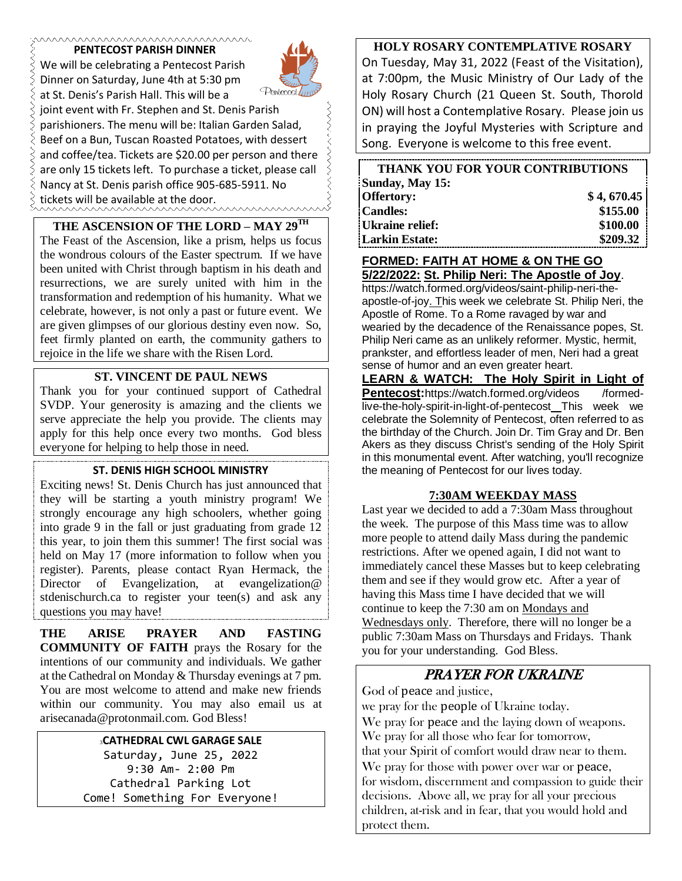## PENTECOST PARISH DINNER

We will be celebrating a Pentecost Parish Dinner on Saturday, June 4th at 5:30 pm at St. Denis's Parish Hall. This will be a joint event with Fr. Stephen and St. Denis Parish parishioners. The menu will be: Italian Garden Salad, Beef on a Bun, Tuscan Roasted Potatoes, with dessert and coffee/tea. Tickets are $20.00 per person and there are only 15 tickets left. To purchase a ticket, please call Nancy at St. Denis parish office 905-685-5911. No tickets will be available at the door.

## THE ASCENSION OF THE LORD – MAY 29TH

The Feast of the Ascension, like a prism, helps us focus the wondrous colours of the Easter spectrum. If we have been united with Christ through baptism in his death and resurrections, we are surely united with him in the transformation and redemption of his humanity. What we celebrate, however, is not only a past or future event. We are given glimpses of our glorious destiny even now. So, feet firmly planted on earth, the community gathers to rejoice in the life we share with the Risen Lord.

## ST. VINCENT DE PAUL NEWS

Thank you for your continued support of Cathedral SVDP. Your generosity is amazing and the clients we serve appreciate the help you provide. The clients may apply for this help once every two months. God bless everyone for helping to help those in need.

## ST. DENIS HIGH SCHOOL MINISTRY

Exciting news! St. Denis Church has just announced that they will be starting a youth ministry program! We strongly encourage any high schoolers, whether going into grade 9 in the fall or just graduating from grade 12 this year, to join them this summer! The first social was held on May 17 (more information to follow when you register). Parents, please contact Ryan Hermack, the Director of Evangelization, at evangelization@ stdenischurch.ca to register your teen(s) and ask any questions you may have!

**THE ARISE PRAYER AND FASTING COMMUNITY OF FAITH** prays the Rosary for the intentions of our community and individuals. We gather at the Cathedral on Monday & Thursday evenings at 7 pm. You are most welcome to attend and make new friends within our community. You may also email us at arisecanada@protonmail.com. God Bless!

## CATHEDRAL CWL GARAGE SALE

Saturday, June 25, 2022
9:30 Am- 2:00 Pm
Cathedral Parking Lot
Come! Something For Everyone!

## HOLY ROSARY CONTEMPLATIVE ROSARY

On Tuesday, May 31, 2022 (Feast of the Visitation), at 7:00pm, the Music Ministry of Our Lady of the Holy Rosary Church (21 Queen St. South, Thorold ON) will host a Contemplative Rosary. Please join us in praying the Joyful Mysteries with Scripture and Song. Everyone is welcome to this free event.

## THANK YOU FOR YOUR CONTRIBUTIONS

| | |
|---|---|
| **Sunday, May 15:** | |
| **Offertory:** | **$ 4, 670.45** |
| **Candles:** | **$155.00** |
| **Ukraine relief:** | **$100.00** |
| **Larkin Estate:** | **$209.32** |

## FORMED: FAITH AT HOME & ON THE GO

**5/22/2022: St. Philip Neri: The Apostle of Joy**. https://watch.formed.org/videos/saint-philip-neri-the-apostle-of-joy. This week we celebrate St. Philip Neri, the Apostle of Rome. To a Rome ravaged by war and wearied by the decadence of the Renaissance popes, St. Philip Neri came as an unlikely reformer. Mystic, hermit, prankster, and effortless leader of men, Neri had a great sense of humor and an even greater heart.

**LEARN & WATCH: The Holy Spirit in Light of Pentecost:**https://watch.formed.org/videos /formed-live-the-holy-spirit-in-light-of-pentecost This week we celebrate the Solemnity of Pentecost, often referred to as the birthday of the Church. Join Dr. Tim Gray and Dr. Ben Akers as they discuss Christ's sending of the Holy Spirit in this monumental event. After watching, you'll recognize the meaning of Pentecost for our lives today.

## 7:30AM WEEKDAY MASS

Last year we decided to add a 7:30am Mass throughout the week. The purpose of this Mass time was to allow more people to attend daily Mass during the pandemic restrictions. After we opened again, I did not want to immediately cancel these Masses but to keep celebrating them and see if they would grow etc. After a year of having this Mass time I have decided that we will continue to keep the 7:30 am on Mondays and Wednesdays only. Therefore, there will no longer be a public 7:30am Mass on Thursdays and Fridays. Thank you for your understanding. God Bless.

## *PRAYER FOR UKRAINE*

God of peace and justice,
we pray for the people of Ukraine today.
We pray for peace and the laying down of weapons.
We pray for all those who fear for tomorrow,
that your Spirit of comfort would draw near to them.
We pray for those with power over war or peace,
for wisdom, discernment and compassion to guide their decisions. Above all, we pray for all your precious children, at-risk and in fear, that you would hold and protect them.